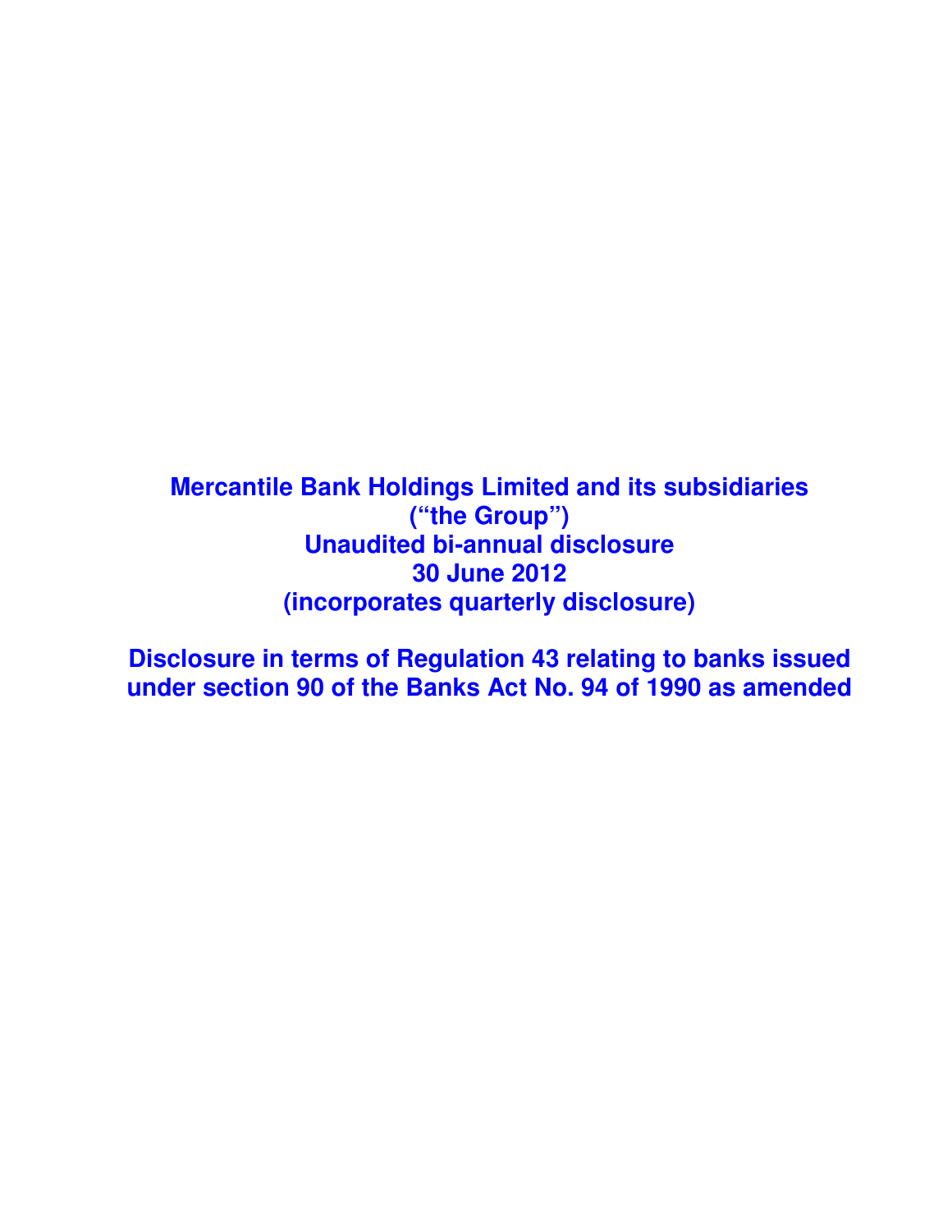# Mercantile Bank Holdings Limited and its subsidiaries
# ("the Group")
# Unaudited bi-annual disclosure
# 30 June 2012
# (incorporates quarterly disclosure)

# Disclosure in terms of Regulation 43 relating to banks issued under section 90 of the Banks Act No. 94 of 1990 as amended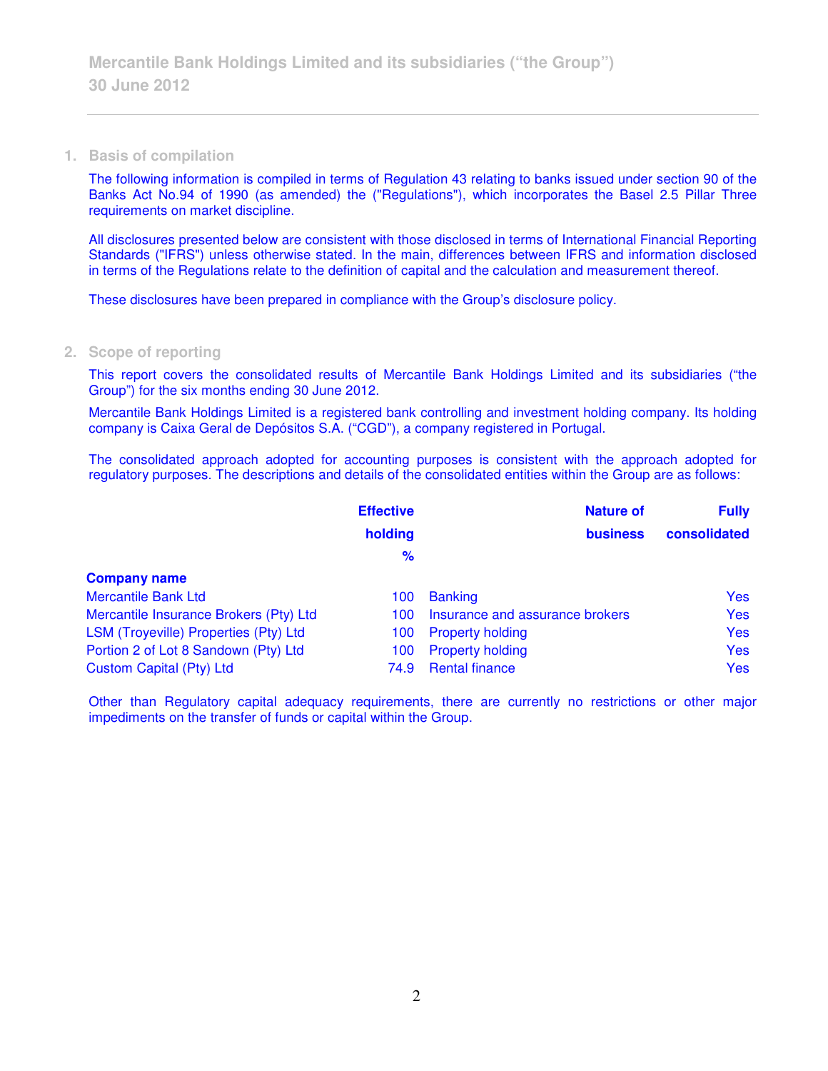## 1. Basis of compilation

The following information is compiled in terms of Regulation 43 relating to banks issued under section 90 of the Banks Act No.94 of 1990 (as amended) the ("Regulations"), which incorporates the Basel 2.5 Pillar Three requirements on market discipline.

All disclosures presented below are consistent with those disclosed in terms of International Financial Reporting Standards ("IFRS") unless otherwise stated. In the main, differences between IFRS and information disclosed in terms of the Regulations relate to the definition of capital and the calculation and measurement thereof.

These disclosures have been prepared in compliance with the Group's disclosure policy.

## 2. Scope of reporting

This report covers the consolidated results of Mercantile Bank Holdings Limited and its subsidiaries ("the Group") for the six months ending 30 June 2012.

Mercantile Bank Holdings Limited is a registered bank controlling and investment holding company. Its holding company is Caixa Geral de Depósitos S.A. ("CGD"), a company registered in Portugal.

The consolidated approach adopted for accounting purposes is consistent with the approach adopted for regulatory purposes. The descriptions and details of the consolidated entities within the Group are as follows:

| Company name | Effective holding % | Nature of business | Fully consolidated |
|---|---|---|---|
| Mercantile Bank Ltd | 100 | Banking | Yes |
| Mercantile Insurance Brokers (Pty) Ltd | 100 | Insurance and assurance brokers | Yes |
| LSM (Troyeville) Properties (Pty) Ltd | 100 | Property holding | Yes |
| Portion 2 of Lot 8 Sandown (Pty) Ltd | 100 | Property holding | Yes |
| Custom Capital (Pty) Ltd | 74.9 | Rental finance | Yes |

Other than Regulatory capital adequacy requirements, there are currently no restrictions or other major impediments on the transfer of funds or capital within the Group.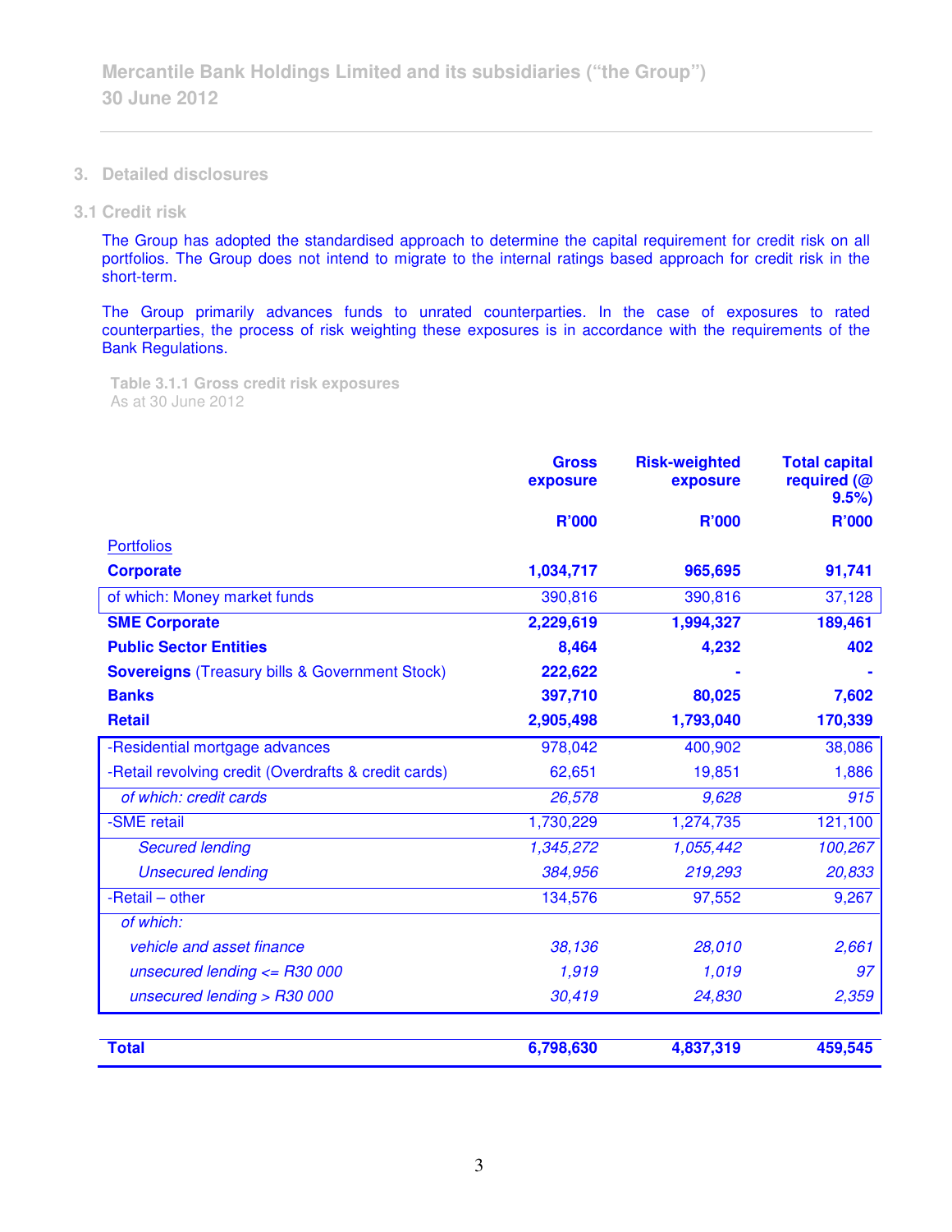## 3. Detailed disclosures

### 3.1 Credit risk

The Group has adopted the standardised approach to determine the capital requirement for credit risk on all portfolios. The Group does not intend to migrate to the internal ratings based approach for credit risk in the short-term.

The Group primarily advances funds to unrated counterparties. In the case of exposures to rated counterparties, the process of risk weighting these exposures is in accordance with the requirements of the Bank Regulations.

**Table 3.1.1 Gross credit risk exposures**
As at 30 June 2012

| | Gross exposure | Risk-weighted exposure | Total capital required (@ 9.5%) |
|---|---|---|---|
| | R'000 | R'000 | R'000 |
| Portfolios | | | |
| **Corporate** | **1,034,717** | **965,695** | **91,741** |
| of which: Money market funds | 390,816 | 390,816 | 37,128 |
| **SME Corporate** | **2,229,619** | **1,994,327** | **189,461** |
| **Public Sector Entities** | **8,464** | **4,232** | **402** |
| **Sovereigns** (Treasury bills & Government Stock) | **222,622** | **-** | **-** |
| **Banks** | **397,710** | **80,025** | **7,602** |
| **Retail** | **2,905,498** | **1,793,040** | **170,339** |
| -Residential mortgage advances | 978,042 | 400,902 | 38,086 |
| -Retail revolving credit (Overdrafts & credit cards) | 62,651 | 19,851 | 1,886 |
| *of which: credit cards* | *26,578* | *9,628* | *915* |
| -SME retail | 1,730,229 | 1,274,735 | 121,100 |
| *Secured lending* | *1,345,272* | *1,055,442* | *100,267* |
| *Unsecured lending* | *384,956* | *219,293* | *20,833* |
| -Retail – other | 134,576 | 97,552 | 9,267 |
| *of which:* | | | |
| *vehicle and asset finance* | *38,136* | *28,010* | *2,661* |
| *unsecured lending <= R30 000* | *1,919* | *1,019* | *97* |
| *unsecured lending > R30 000* | *30,419* | *24,830* | *2,359* |
| **Total** | **6,798,630** | **4,837,319** | **459,545** |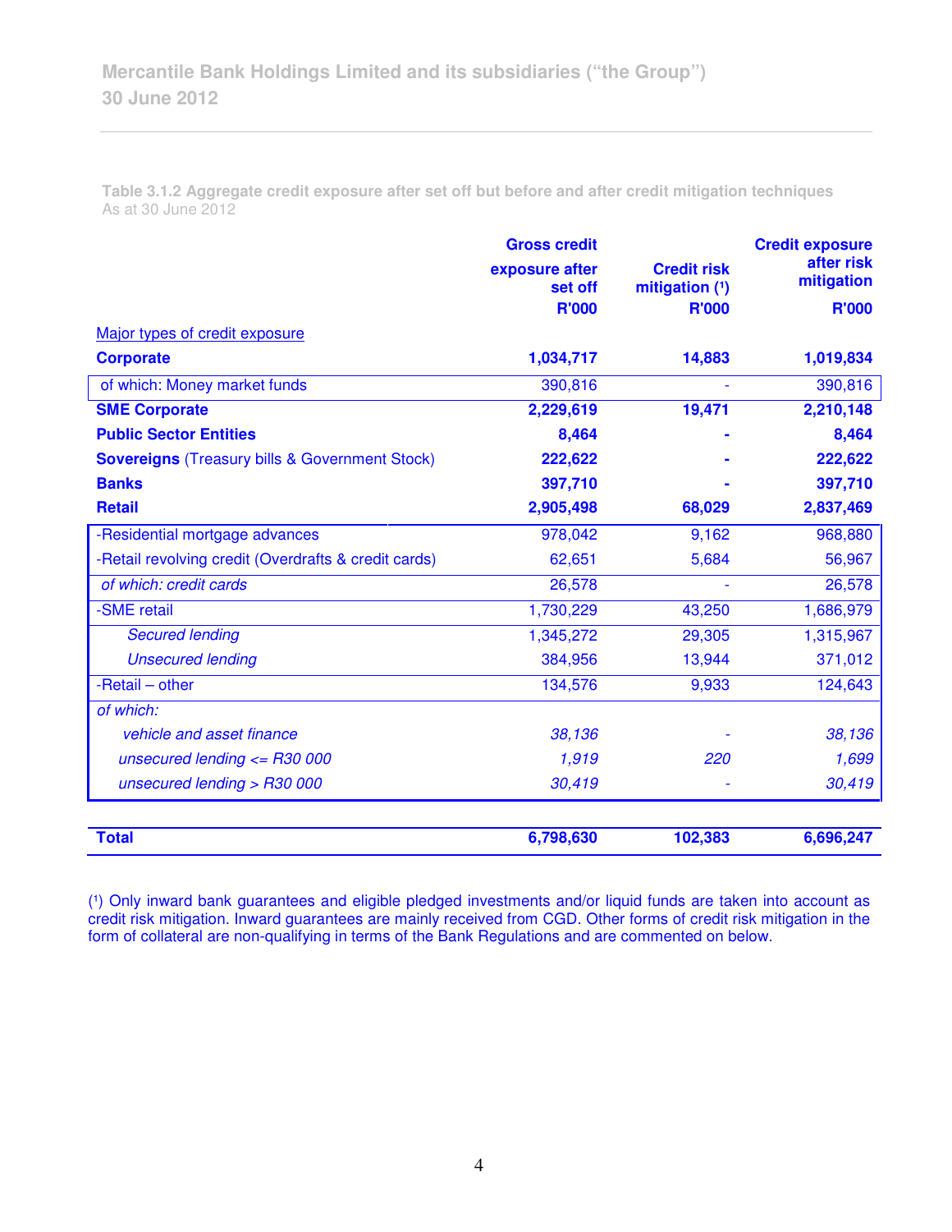**Table 3.1.2 Aggregate credit exposure after set off but before and after credit mitigation techniques**
As at 30 June 2012

| | Gross credit exposure after set off R'000 | Credit risk mitigation (1) R'000 | Credit exposure after risk mitigation R'000 |
|---|---|---|---|
| Major types of credit exposure | | | |
| **Corporate** | **1,034,717** | **14,883** | **1,019,834** |
| of which: Money market funds | 390,816 | - | 390,816 |
| **SME Corporate** | **2,229,619** | **19,471** | **2,210,148** |
| **Public Sector Entities** | **8,464** | **-** | **8,464** |
| **Sovereigns** (Treasury bills & Government Stock) | **222,622** | **-** | **222,622** |
| **Banks** | **397,710** | **-** | **397,710** |
| **Retail** | **2,905,498** | **68,029** | **2,837,469** |
| -Residential mortgage advances | 978,042 | 9,162 | 968,880 |
| -Retail revolving credit (Overdrafts & credit cards) | 62,651 | 5,684 | 56,967 |
| *of which: credit cards* | 26,578 | - | 26,578 |
| -SME retail | 1,730,229 | 43,250 | 1,686,979 |
| *Secured lending* | 1,345,272 | 29,305 | 1,315,967 |
| *Unsecured lending* | 384,956 | 13,944 | 371,012 |
| -Retail – other | 134,576 | 9,933 | 124,643 |
| *of which:* | | | |
| *vehicle and asset finance* | *38,136* | - | *38,136* |
| *unsecured lending <= R30 000* | *1,919* | *220* | *1,699* |
| *unsecured lending > R30 000* | *30,419* | - | *30,419* |
| **Total** | **6,798,630** | **102,383** | **6,696,247** |

(1) Only inward bank guarantees and eligible pledged investments and/or liquid funds are taken into account as credit risk mitigation. Inward guarantees are mainly received from CGD. Other forms of credit risk mitigation in the form of collateral are non-qualifying in terms of the Bank Regulations and are commented on below.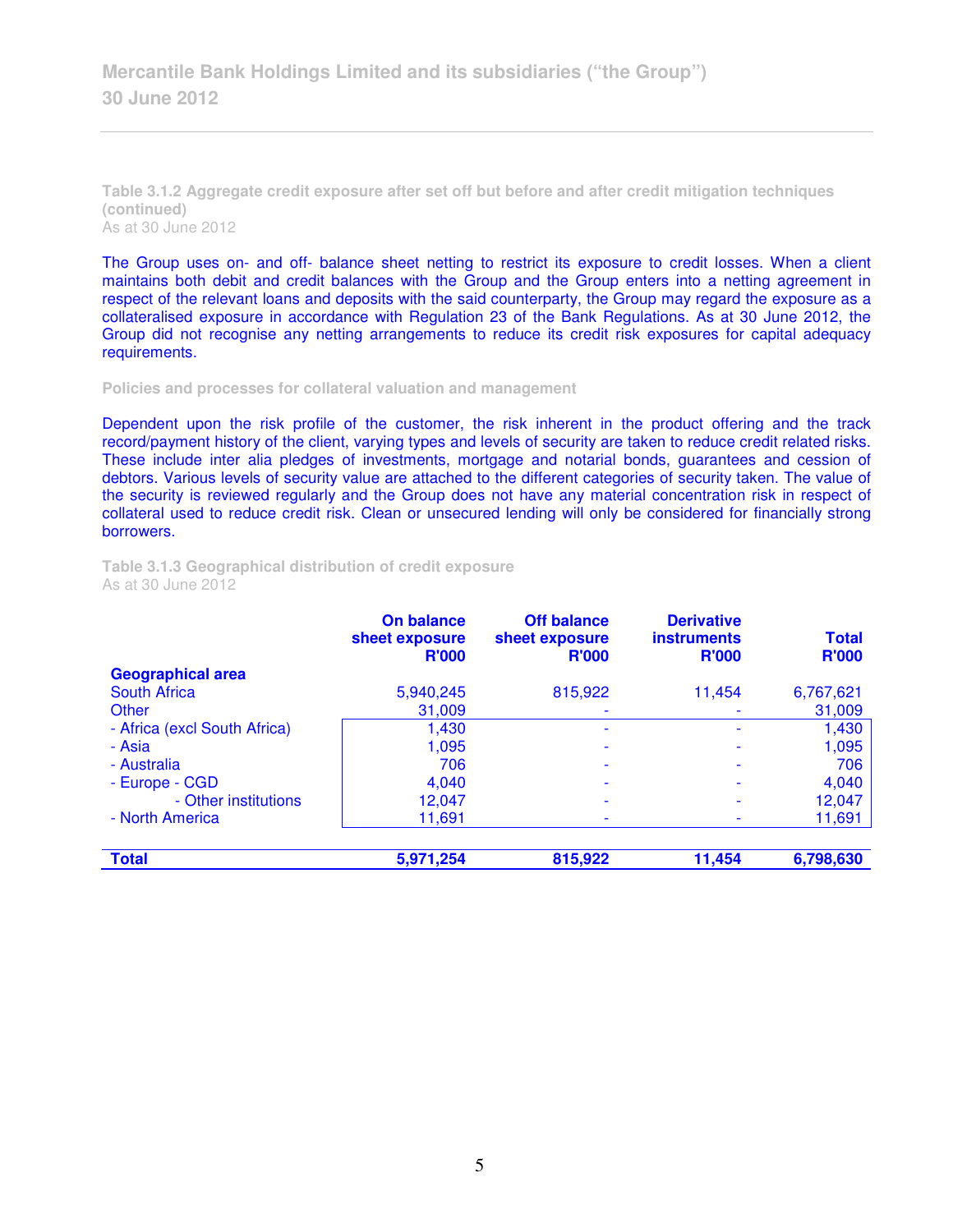### Table 3.1.2 Aggregate credit exposure after set off but before and after credit mitigation techniques (continued)

As at 30 June 2012

The Group uses on- and off- balance sheet netting to restrict its exposure to credit losses. When a client maintains both debit and credit balances with the Group and the Group enters into a netting agreement in respect of the relevant loans and deposits with the said counterparty, the Group may regard the exposure as a collateralised exposure in accordance with Regulation 23 of the Bank Regulations. As at 30 June 2012, the Group did not recognise any netting arrangements to reduce its credit risk exposures for capital adequacy requirements.

### Policies and processes for collateral valuation and management

Dependent upon the risk profile of the customer, the risk inherent in the product offering and the track record/payment history of the client, varying types and levels of security are taken to reduce credit related risks. These include inter alia pledges of investments, mortgage and notarial bonds, guarantees and cession of debtors. Various levels of security value are attached to the different categories of security taken. The value of the security is reviewed regularly and the Group does not have any material concentration risk in respect of collateral used to reduce credit risk. Clean or unsecured lending will only be considered for financially strong borrowers.

### Table 3.1.3 Geographical distribution of credit exposure

As at 30 June 2012

| Geographical area | On balance sheet exposure R'000 | Off balance sheet exposure R'000 | Derivative instruments R'000 | Total R'000 |
|---|---|---|---|---|
| South Africa | 5,940,245 | 815,922 | 11,454 | 6,767,621 |
| Other | 31,009 | - | - | 31,009 |
| - Africa (excl South Africa) | 1,430 | - | - | 1,430 |
| - Asia | 1,095 | - | - | 1,095 |
| - Australia | 706 | - | - | 706 |
| - Europe - CGD | 4,040 | - | - | 4,040 |
| - Other institutions | 12,047 | - | - | 12,047 |
| - North America | 11,691 | - | - | 11,691 |
| **Total** | **5,971,254** | **815,922** | **11,454** | **6,798,630** |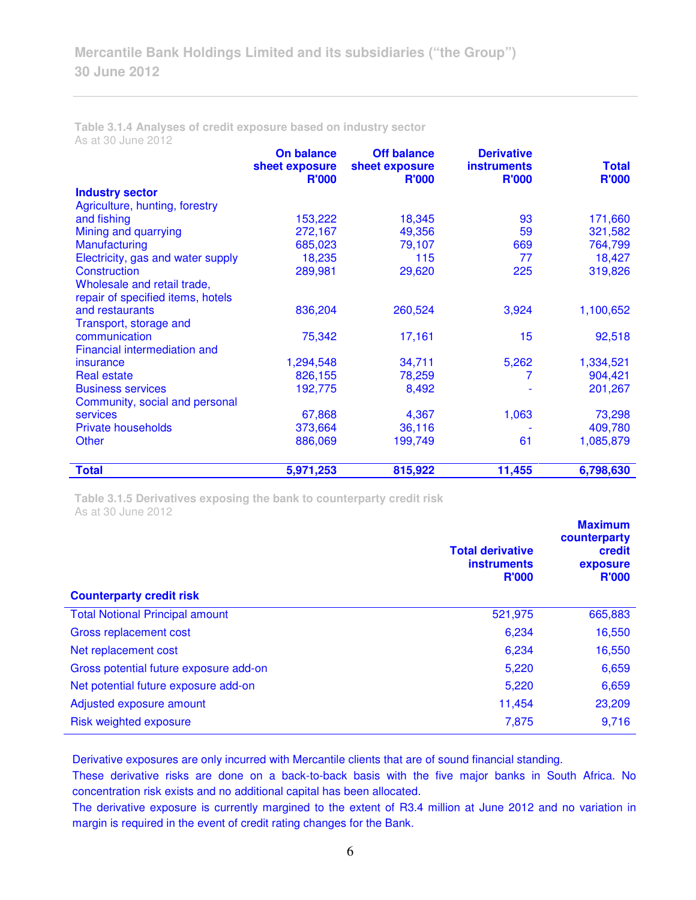**Table 3.1.4 Analyses of credit exposure based on industry sector**
As at 30 June 2012

| Industry sector | On balance sheet exposure R'000 | Off balance sheet exposure R'000 | Derivative instruments R'000 | Total R'000 |
|---|---|---|---|---|
| Agriculture, hunting, forestry and fishing | 153,222 | 18,345 | 93 | 171,660 |
| Mining and quarrying | 272,167 | 49,356 | 59 | 321,582 |
| Manufacturing | 685,023 | 79,107 | 669 | 764,799 |
| Electricity, gas and water supply | 18,235 | 115 | 77 | 18,427 |
| Construction | 289,981 | 29,620 | 225 | 319,826 |
| Wholesale and retail trade, repair of specified items, hotels and restaurants | 836,204 | 260,524 | 3,924 | 1,100,652 |
| Transport, storage and communication | 75,342 | 17,161 | 15 | 92,518 |
| Financial intermediation and insurance | 1,294,548 | 34,711 | 5,262 | 1,334,521 |
| Real estate | 826,155 | 78,259 | 7 | 904,421 |
| Business services | 192,775 | 8,492 | - | 201,267 |
| Community, social and personal services | 67,868 | 4,367 | 1,063 | 73,298 |
| Private households | 373,664 | 36,116 | - | 409,780 |
| Other | 886,069 | 199,749 | 61 | 1,085,879 |
| **Total** | **5,971,253** | **815,922** | **11,455** | **6,798,630** |

**Table 3.1.5 Derivatives exposing the bank to counterparty credit risk**
As at 30 June 2012

| Counterparty credit risk | Total derivative instruments R'000 | Maximum counterparty credit exposure R'000 |
|---|---|---|
| Total Notional Principal amount | 521,975 | 665,883 |
| Gross replacement cost | 6,234 | 16,550 |
| Net replacement cost | 6,234 | 16,550 |
| Gross potential future exposure add-on | 5,220 | 6,659 |
| Net potential future exposure add-on | 5,220 | 6,659 |
| Adjusted exposure amount | 11,454 | 23,209 |
| Risk weighted exposure | 7,875 | 9,716 |

Derivative exposures are only incurred with Mercantile clients that are of sound financial standing.

These derivative risks are done on a back-to-back basis with the five major banks in South Africa. No concentration risk exists and no additional capital has been allocated.

The derivative exposure is currently margined to the extent of R3.4 million at June 2012 and no variation in margin is required in the event of credit rating changes for the Bank.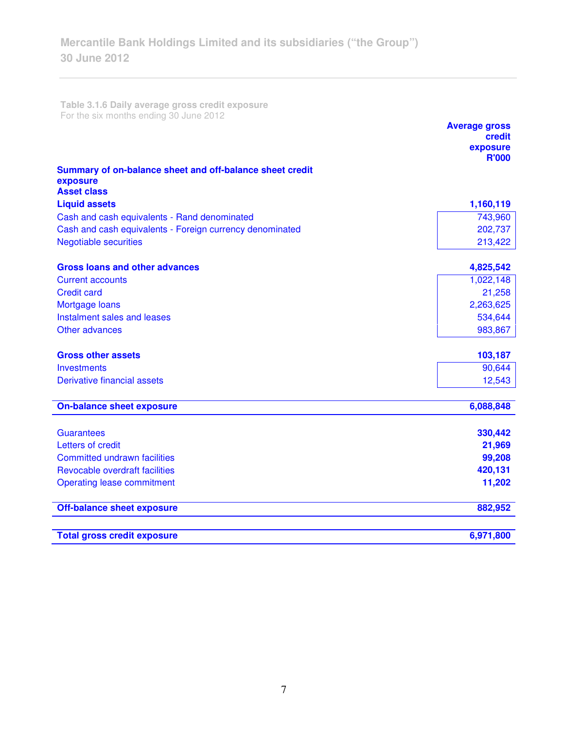**Table 3.1.6 Daily average gross credit exposure**
For the six months ending 30 June 2012

| | Average gross credit exposure R'000 |
|---|---|
| **Summary of on-balance sheet and off-balance sheet credit exposure** | |
| **Asset class** | |
| **Liquid assets** | **1,160,119** |
| Cash and cash equivalents - Rand denominated | 743,960 |
| Cash and cash equivalents - Foreign currency denominated | 202,737 |
| Negotiable securities | 213,422 |
| | |
| **Gross loans and other advances** | **4,825,542** |
| Current accounts | 1,022,148 |
| Credit card | 21,258 |
| Mortgage loans | 2,263,625 |
| Instalment sales and leases | 534,644 |
| Other advances | 983,867 |
| | |
| **Gross other assets** | **103,187** |
| Investments | 90,644 |
| Derivative financial assets | 12,543 |
| | |
| **On-balance sheet exposure** | **6,088,848** |
| | |
| Guarantees | **330,442** |
| Letters of credit | **21,969** |
| Committed undrawn facilities | **99,208** |
| Revocable overdraft facilities | **420,131** |
| Operating lease commitment | **11,202** |
| | |
| **Off-balance sheet exposure** | **882,952** |
| | |
| **Total gross credit exposure** | **6,971,800** |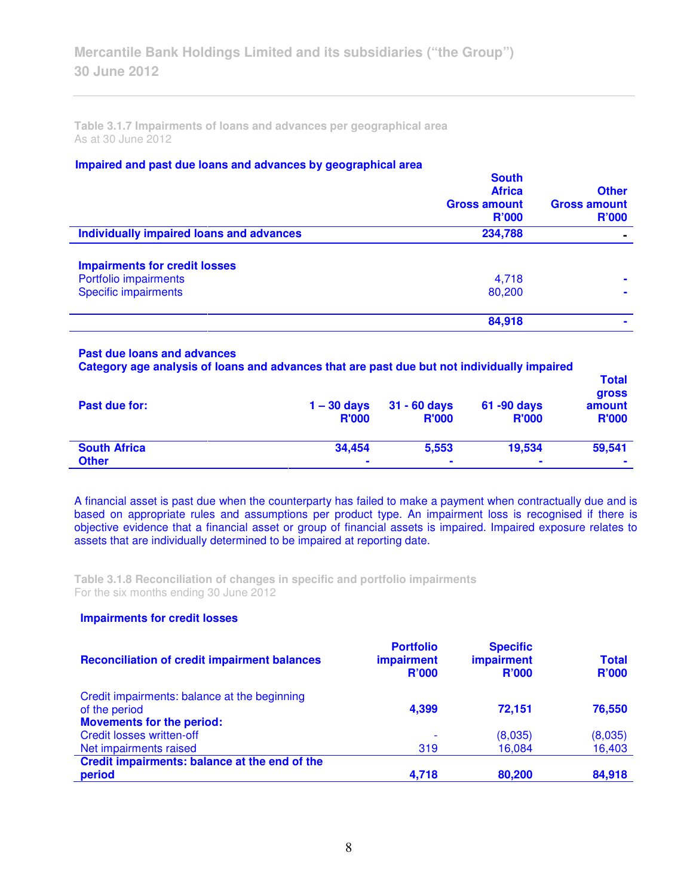### Table 3.1.7 Impairments of loans and advances per geographical area

As at 30 June 2012

**Impaired and past due loans and advances by geographical area**

| | South Africa Gross amount R'000 | Other Gross amount R'000 |
|---|---|---|
| **Individually impaired loans and advances** | **234,788** | **-** |
| **Impairments for credit losses** | | |
| Portfolio impairments | 4,718 | - |
| Specific impairments | 80,200 | - |
| | **84,918** | **-** |

**Past due loans and advances**
**Category age analysis of loans and advances that are past due but not individually impaired**

| Past due for: | 1 – 30 days R'000 | 31 - 60 days R'000 | 61 -90 days R'000 | Total gross amount R'000 |
|---|---|---|---|---|
| **South Africa** | **34,454** | **5,553** | **19,534** | **59,541** |
| **Other** | **-** | **-** | **-** | **-** |

A financial asset is past due when the counterparty has failed to make a payment when contractually due and is based on appropriate rules and assumptions per product type. An impairment loss is recognised if there is objective evidence that a financial asset or group of financial assets is impaired. Impaired exposure relates to assets that are individually determined to be impaired at reporting date.

### Table 3.1.8 Reconciliation of changes in specific and portfolio impairments

For the six months ending 30 June 2012

**Impairments for credit losses**

| Reconciliation of credit impairment balances | Portfolio impairment R'000 | Specific impairment R'000 | Total R'000 |
|---|---|---|---|
| Credit impairments: balance at the beginning of the period | **4,399** | **72,151** | **76,550** |
| **Movements for the period:** | | | |
| Credit losses written-off | - | (8,035) | (8,035) |
| Net impairments raised | 319 | 16,084 | 16,403 |
| **Credit impairments: balance at the end of the period** | **4,718** | **80,200** | **84,918** |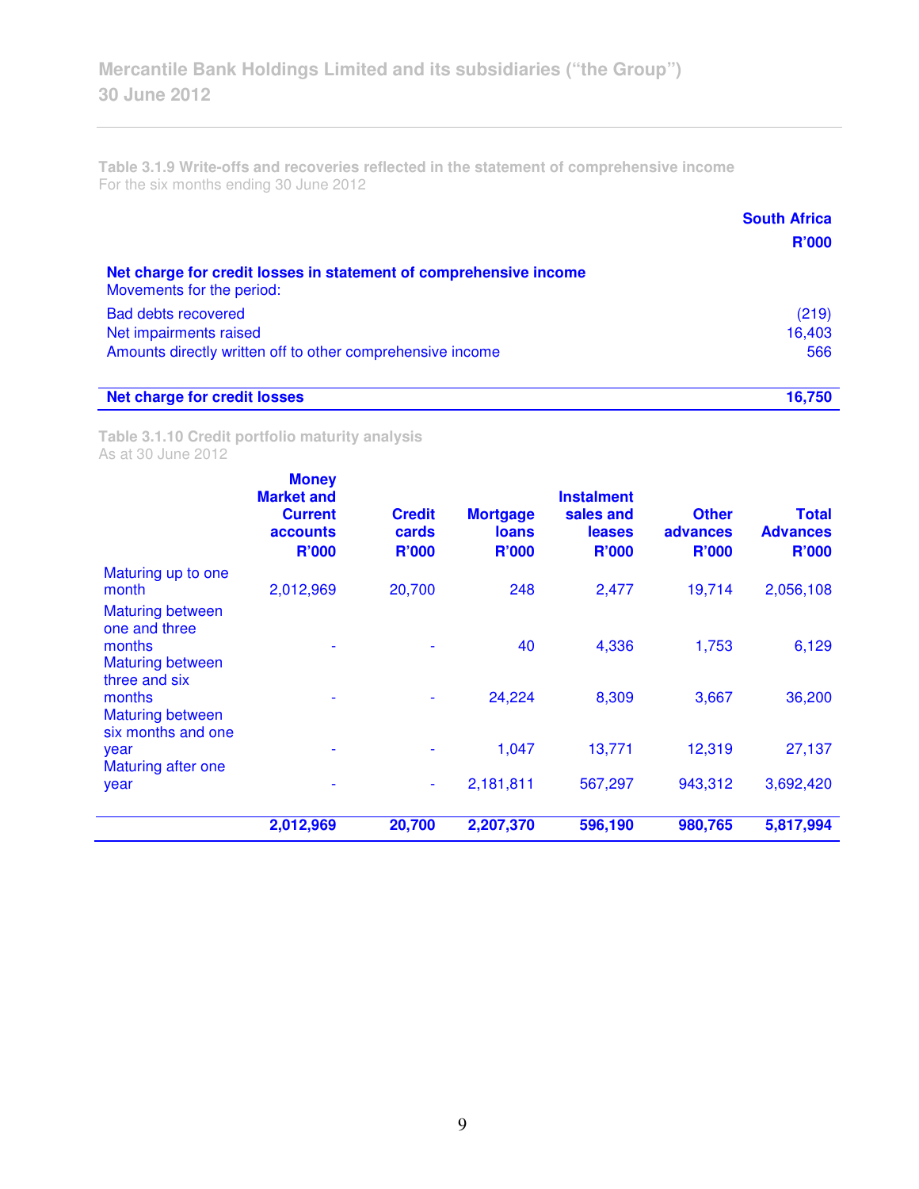### Table 3.1.9 Write-offs and recoveries reflected in the statement of comprehensive income

For the six months ending 30 June 2012

| | South Africa R'000 |
|---|---|
| **Net charge for credit losses in statement of comprehensive income** | |
| Movements for the period: | |
| Bad debts recovered | (219) |
| Net impairments raised | 16,403 |
| Amounts directly written off to other comprehensive income | 566 |
| **Net charge for credit losses** | **16,750** |

### Table 3.1.10 Credit portfolio maturity analysis

As at 30 June 2012

| | Money Market and Current accounts R'000 | Credit cards R'000 | Mortgage loans R'000 | Instalment sales and leases R'000 | Other advances R'000 | Total Advances R'000 |
|---|---|---|---|---|---|---|
| Maturing up to one month | 2,012,969 | 20,700 | 248 | 2,477 | 19,714 | 2,056,108 |
| Maturing between one and three months | - | - | 40 | 4,336 | 1,753 | 6,129 |
| Maturing between three and six months | - | - | 24,224 | 8,309 | 3,667 | 36,200 |
| Maturing between six months and one year | - | - | 1,047 | 13,771 | 12,319 | 27,137 |
| Maturing after one year | - | - | 2,181,811 | 567,297 | 943,312 | 3,692,420 |
| | **2,012,969** | **20,700** | **2,207,370** | **596,190** | **980,765** | **5,817,994** |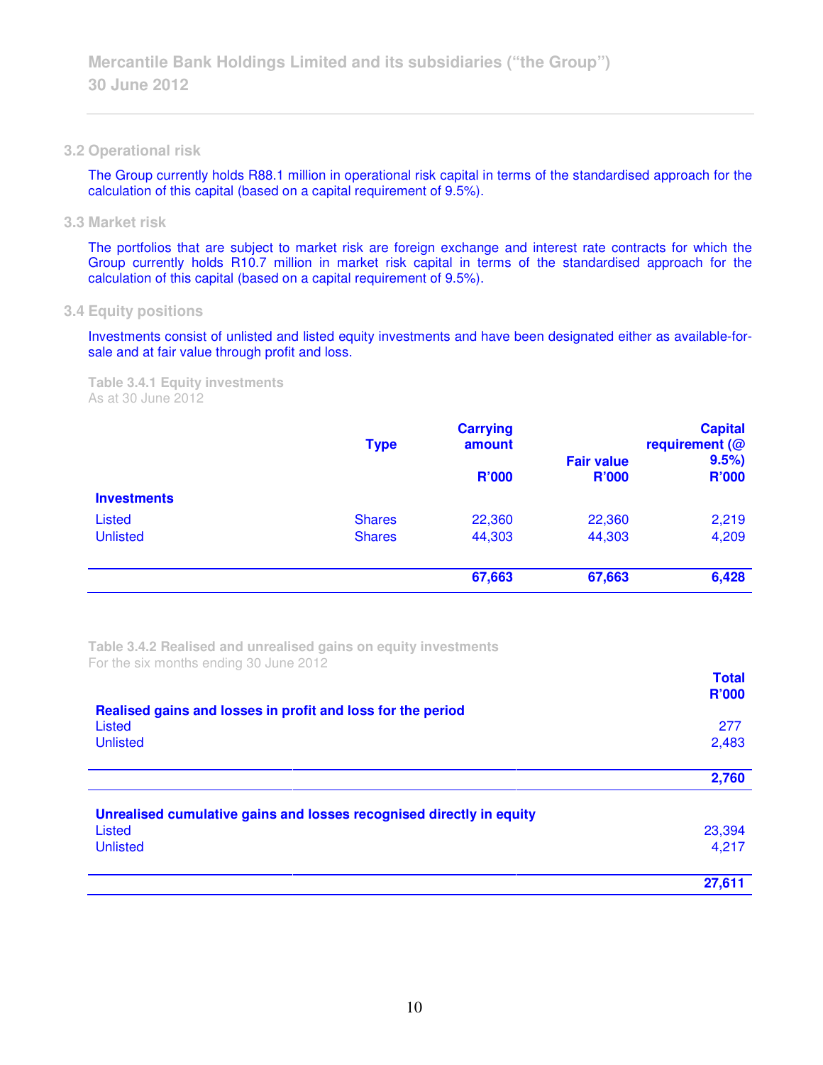### 3.2 Operational risk

The Group currently holds R88.1 million in operational risk capital in terms of the standardised approach for the calculation of this capital (based on a capital requirement of 9.5%).

### 3.3 Market risk

The portfolios that are subject to market risk are foreign exchange and interest rate contracts for which the Group currently holds R10.7 million in market risk capital in terms of the standardised approach for the calculation of this capital (based on a capital requirement of 9.5%).

### 3.4 Equity positions

Investments consist of unlisted and listed equity investments and have been designated either as available-for-sale and at fair value through profit and loss.

**Table 3.4.1 Equity investments**
As at 30 June 2012

| | Type | Carrying amount R'000 | Fair value R'000 | Capital requirement (@ 9.5%) R'000 |
|---|---|---|---|---|
| **Investments** | | | | |
| Listed | Shares | 22,360 | 22,360 | 2,219 |
| Unlisted | Shares | 44,303 | 44,303 | 4,209 |
| | | **67,663** | **67,663** | **6,428** |

**Table 3.4.2 Realised and unrealised gains on equity investments**
For the six months ending 30 June 2012

| | Total R'000 |
|---|---|
| **Realised gains and losses in profit and loss for the period** | |
| Listed | 277 |
| Unlisted | 2,483 |
| | **2,760** |
| **Unrealised cumulative gains and losses recognised directly in equity** | |
| Listed | 23,394 |
| Unlisted | 4,217 |
| | **27,611** |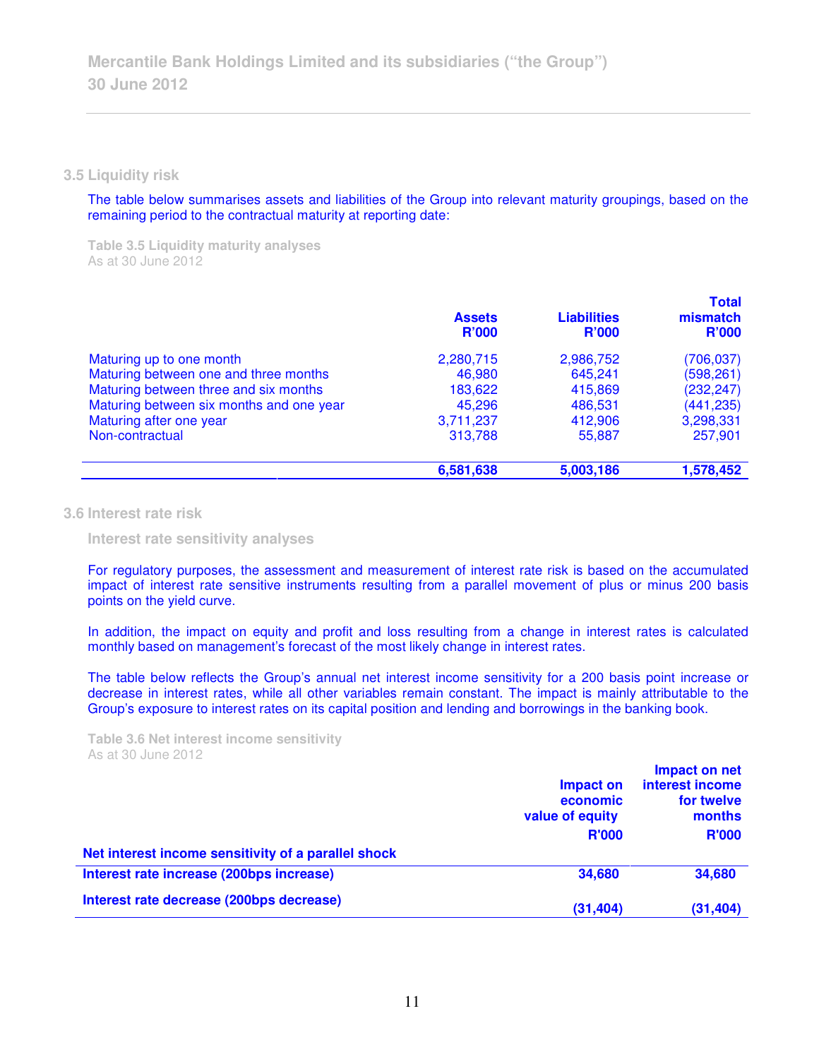### 3.5 Liquidity risk

The table below summarises assets and liabilities of the Group into relevant maturity groupings, based on the remaining period to the contractual maturity at reporting date:

**Table 3.5 Liquidity maturity analyses**
As at 30 June 2012

| | Assets R'000 | Liabilities R'000 | Total mismatch R'000 |
|---|---|---|---|
| Maturing up to one month | 2,280,715 | 2,986,752 | (706,037) |
| Maturing between one and three months | 46,980 | 645,241 | (598,261) |
| Maturing between three and six months | 183,622 | 415,869 | (232,247) |
| Maturing between six months and one year | 45,296 | 486,531 | (441,235) |
| Maturing after one year | 3,711,237 | 412,906 | 3,298,331 |
| Non-contractual | 313,788 | 55,887 | 257,901 |
| | **6,581,638** | **5,003,186** | **1,578,452** |

### 3.6 Interest rate risk

#### Interest rate sensitivity analyses

For regulatory purposes, the assessment and measurement of interest rate risk is based on the accumulated impact of interest rate sensitive instruments resulting from a parallel movement of plus or minus 200 basis points on the yield curve.

In addition, the impact on equity and profit and loss resulting from a change in interest rates is calculated monthly based on management's forecast of the most likely change in interest rates.

The table below reflects the Group's annual net interest income sensitivity for a 200 basis point increase or decrease in interest rates, while all other variables remain constant. The impact is mainly attributable to the Group's exposure to interest rates on its capital position and lending and borrowings in the banking book.

**Table 3.6 Net interest income sensitivity**
As at 30 June 2012

| | Impact on economic value of equity R'000 | Impact on net interest income for twelve months R'000 |
|---|---|---|
| **Net interest income sensitivity of a parallel shock** | | |
| **Interest rate increase (200bps increase)** | **34,680** | **34,680** |
| **Interest rate decrease (200bps decrease)** | **(31,404)** | **(31,404)** |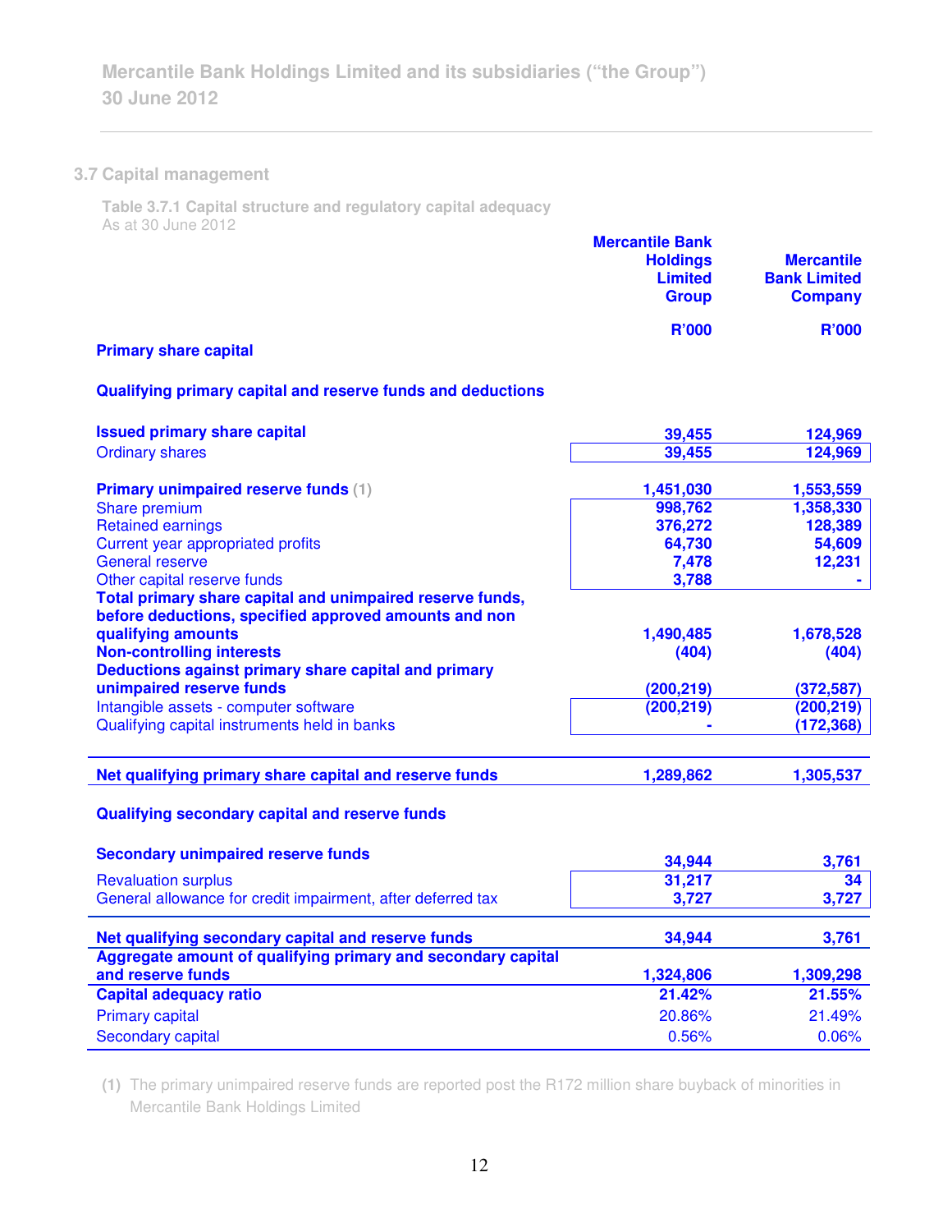## 3.7 Capital management

**Table 3.7.1 Capital structure and regulatory capital adequacy**
As at 30 June 2012

| | Mercantile Bank Holdings Limited Group | Mercantile Bank Limited Company |
|---|---|---|
| | R'000 | R'000 |
| **Primary share capital** | | |
| **Qualifying primary capital and reserve funds and deductions** | | |
| **Issued primary share capital** | 39,455 | 124,969 |
| Ordinary shares | 39,455 | 124,969 |
| **Primary unimpaired reserve funds** (1) | 1,451,030 | 1,553,559 |
| Share premium | 998,762 | 1,358,330 |
| Retained earnings | 376,272 | 128,389 |
| Current year appropriated profits | 64,730 | 54,609 |
| General reserve | 7,478 | 12,231 |
| Other capital reserve funds | 3,788 | - |
| **Total primary share capital and unimpaired reserve funds, before deductions, specified approved amounts and non qualifying amounts** | 1,490,485 | 1,678,528 |
| **Non-controlling interests** | (404) | (404) |
| **Deductions against primary share capital and primary unimpaired reserve funds** | (200,219) | (372,587) |
| Intangible assets - computer software | (200,219) | (200,219) |
| Qualifying capital instruments held in banks | - | (172,368) |
| **Net qualifying primary share capital and reserve funds** | 1,289,862 | 1,305,537 |
| **Qualifying secondary capital and reserve funds** | | |
| **Secondary unimpaired reserve funds** | 34,944 | 3,761 |
| Revaluation surplus | 31,217 | 34 |
| General allowance for credit impairment, after deferred tax | 3,727 | 3,727 |
| **Net qualifying secondary capital and reserve funds** | 34,944 | 3,761 |
| **Aggregate amount of qualifying primary and secondary capital and reserve funds** | 1,324,806 | 1,309,298 |
| **Capital adequacy ratio** | 21.42% | 21.55% |
| Primary capital | 20.86% | 21.49% |
| Secondary capital | 0.56% | 0.06% |

(1) The primary unimpaired reserve funds are reported post the R172 million share buyback of minorities in Mercantile Bank Holdings Limited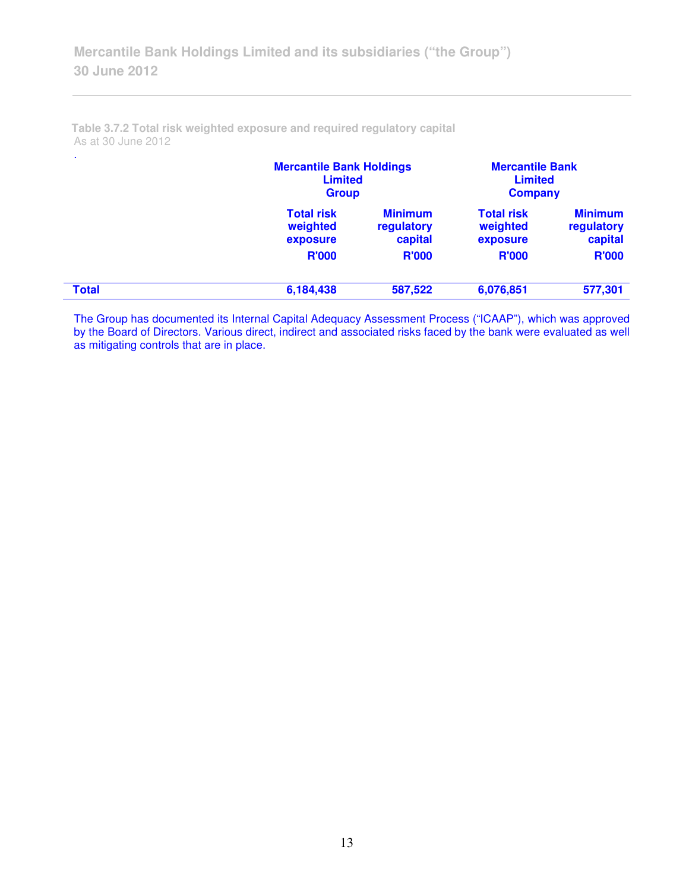Table 3.7.2 Total risk weighted exposure and required regulatory capital
As at 30 June 2012

| | Mercantile Bank Holdings Limited Group | | Mercantile Bank Limited Company | |
|---|---|---|---|---|
| | Total risk weighted exposure R'000 | Minimum regulatory capital R'000 | Total risk weighted exposure R'000 | Minimum regulatory capital R'000 |
| **Total** | **6,184,438** | **587,522** | **6,076,851** | **577,301** |

The Group has documented its Internal Capital Adequacy Assessment Process ("ICAAP"), which was approved by the Board of Directors. Various direct, indirect and associated risks faced by the bank were evaluated as well as mitigating controls that are in place.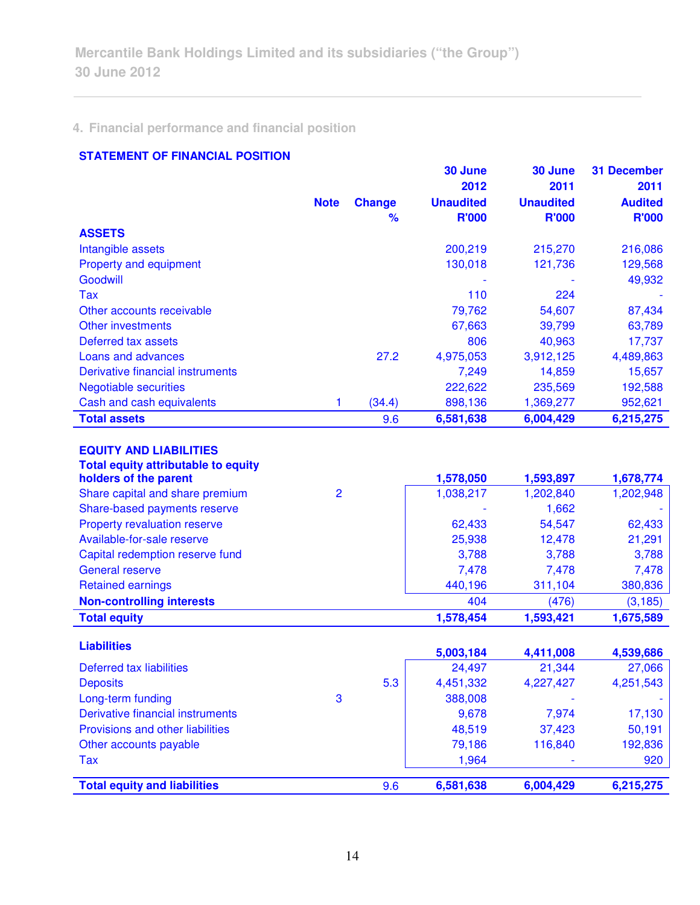## 4. Financial performance and financial position

### STATEMENT OF FINANCIAL POSITION

| | Note | Change % | 30 June 2012 Unaudited R'000 | 30 June 2011 Unaudited R'000 | 31 December 2011 Audited R'000 |
|---|---|---|---|---|---|
| **ASSETS** | | | | | |
| Intangible assets | | | 200,219 | 215,270 | 216,086 |
| Property and equipment | | | 130,018 | 121,736 | 129,568 |
| Goodwill | | | - | - | 49,932 |
| Tax | | | 110 | 224 | - |
| Other accounts receivable | | | 79,762 | 54,607 | 87,434 |
| Other investments | | | 67,663 | 39,799 | 63,789 |
| Deferred tax assets | | | 806 | 40,963 | 17,737 |
| Loans and advances | | 27.2 | 4,975,053 | 3,912,125 | 4,489,863 |
| Derivative financial instruments | | | 7,249 | 14,859 | 15,657 |
| Negotiable securities | | | 222,622 | 235,569 | 192,588 |
| Cash and cash equivalents | 1 | (34.4) | 898,136 | 1,369,277 | 952,621 |
| **Total assets** | | 9.6 | **6,581,638** | **6,004,429** | **6,215,275** |
| | | | | | |
| **EQUITY AND LIABILITIES** | | | | | |
| **Total equity attributable to equity holders of the parent** | | | **1,578,050** | **1,593,897** | **1,678,774** |
| Share capital and share premium | 2 | | 1,038,217 | 1,202,840 | 1,202,948 |
| Share-based payments reserve | | | - | 1,662 | - |
| Property revaluation reserve | | | 62,433 | 54,547 | 62,433 |
| Available-for-sale reserve | | | 25,938 | 12,478 | 21,291 |
| Capital redemption reserve fund | | | 3,788 | 3,788 | 3,788 |
| General reserve | | | 7,478 | 7,478 | 7,478 |
| Retained earnings | | | 440,196 | 311,104 | 380,836 |
| **Non-controlling interests** | | | 404 | (476) | (3,185) |
| **Total equity** | | | **1,578,454** | **1,593,421** | **1,675,589** |
| | | | | | |
| **Liabilities** | | | **5,003,184** | **4,411,008** | **4,539,686** |
| Deferred tax liabilities | | | 24,497 | 21,344 | 27,066 |
| Deposits | | 5.3 | 4,451,332 | 4,227,427 | 4,251,543 |
| Long-term funding | 3 | | 388,008 | - | - |
| Derivative financial instruments | | | 9,678 | 7,974 | 17,130 |
| Provisions and other liabilities | | | 48,519 | 37,423 | 50,191 |
| Other accounts payable | | | 79,186 | 116,840 | 192,836 |
| Tax | | | 1,964 | - | 920 |
| | | | | | |
| **Total equity and liabilities** | | 9.6 | **6,581,638** | **6,004,429** | **6,215,275** |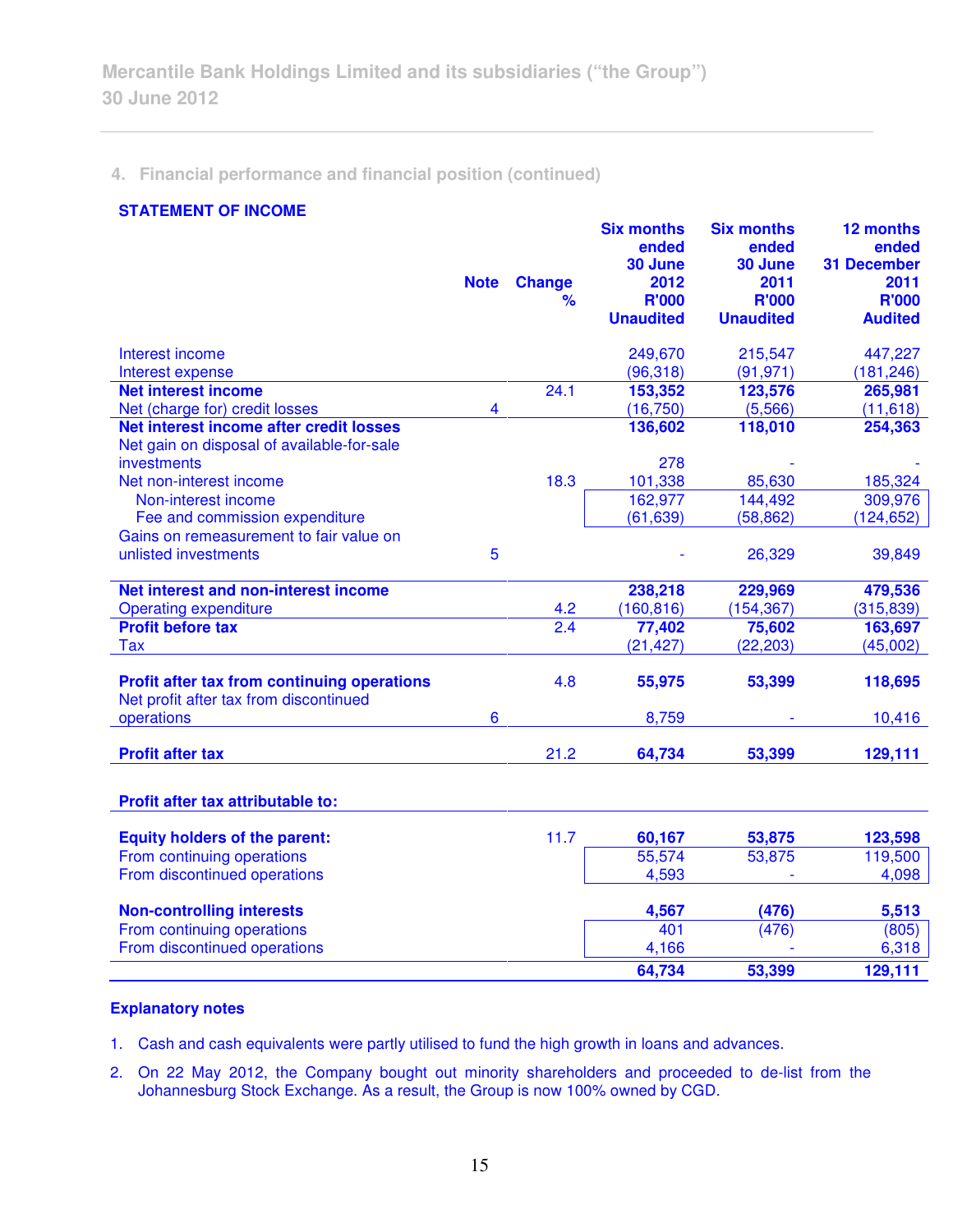#### 4. Financial performance and financial position (continued)

**STATEMENT OF INCOME**

| | Note | Change % | Six months ended 30 June 2012 R'000 Unaudited | Six months ended 30 June 2011 R'000 Unaudited | 12 months ended 31 December 2011 R'000 Audited |
|---|---|---|---|---|---|
| Interest income | | | 249,670 | 215,547 | 447,227 |
| Interest expense | | | (96,318) | (91,971) | (181,246) |
| **Net interest income** | | 24.1 | **153,352** | **123,576** | **265,981** |
| Net (charge for) credit losses | 4 | | (16,750) | (5,566) | (11,618) |
| **Net interest income after credit losses** | | | **136,602** | **118,010** | **254,363** |
| Net gain on disposal of available-for-sale investments | | | 278 | - | - |
| Net non-interest income | | 18.3 | 101,338 | 85,630 | 185,324 |
| Non-interest income | | | 162,977 | 144,492 | 309,976 |
| Fee and commission expenditure | | | (61,639) | (58,862) | (124,652) |
| Gains on remeasurement to fair value on unlisted investments | 5 | | - | 26,329 | 39,849 |
| **Net interest and non-interest income** | | | **238,218** | **229,969** | **479,536** |
| Operating expenditure | | 4.2 | (160,816) | (154,367) | (315,839) |
| **Profit before tax** | | 2.4 | **77,402** | **75,602** | **163,697** |
| Tax | | | (21,427) | (22,203) | (45,002) |
| **Profit after tax from continuing operations** | | 4.8 | **55,975** | **53,399** | **118,695** |
| Net profit after tax from discontinued operations | 6 | | 8,759 | - | 10,416 |
| **Profit after tax** | | 21.2 | **64,734** | **53,399** | **129,111** |
| **Profit after tax attributable to:** | | | | | |
| **Equity holders of the parent:** | | 11.7 | **60,167** | **53,875** | **123,598** |
| From continuing operations | | | 55,574 | 53,875 | 119,500 |
| From discontinued operations | | | 4,593 | - | 4,098 |
| **Non-controlling interests** | | | **4,567** | **(476)** | **5,513** |
| From continuing operations | | | 401 | (476) | (805) |
| From discontinued operations | | | 4,166 | - | 6,318 |
| | | | **64,734** | **53,399** | **129,111** |

**Explanatory notes**

1. Cash and cash equivalents were partly utilised to fund the high growth in loans and advances.
2. On 22 May 2012, the Company bought out minority shareholders and proceeded to de-list from the Johannesburg Stock Exchange. As a result, the Group is now 100% owned by CGD.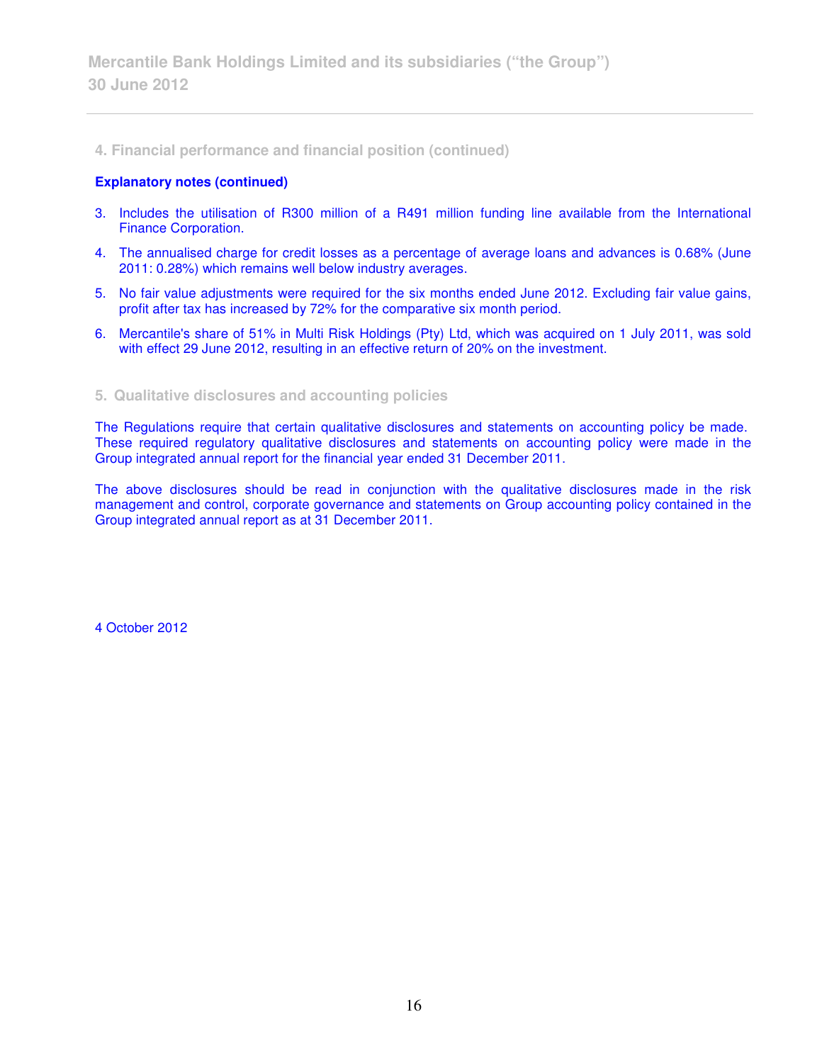## 4. Financial performance and financial position (continued)

**Explanatory notes (continued)**

3. Includes the utilisation of R300 million of a R491 million funding line available from the International Finance Corporation.
4. The annualised charge for credit losses as a percentage of average loans and advances is 0.68% (June 2011: 0.28%) which remains well below industry averages.
5. No fair value adjustments were required for the six months ended June 2012. Excluding fair value gains, profit after tax has increased by 72% for the comparative six month period.
6. Mercantile's share of 51% in Multi Risk Holdings (Pty) Ltd, which was acquired on 1 July 2011, was sold with effect 29 June 2012, resulting in an effective return of 20% on the investment.

## 5. Qualitative disclosures and accounting policies

The Regulations require that certain qualitative disclosures and statements on accounting policy be made. These required regulatory qualitative disclosures and statements on accounting policy were made in the Group integrated annual report for the financial year ended 31 December 2011.

The above disclosures should be read in conjunction with the qualitative disclosures made in the risk management and control, corporate governance and statements on Group accounting policy contained in the Group integrated annual report as at 31 December 2011.

4 October 2012